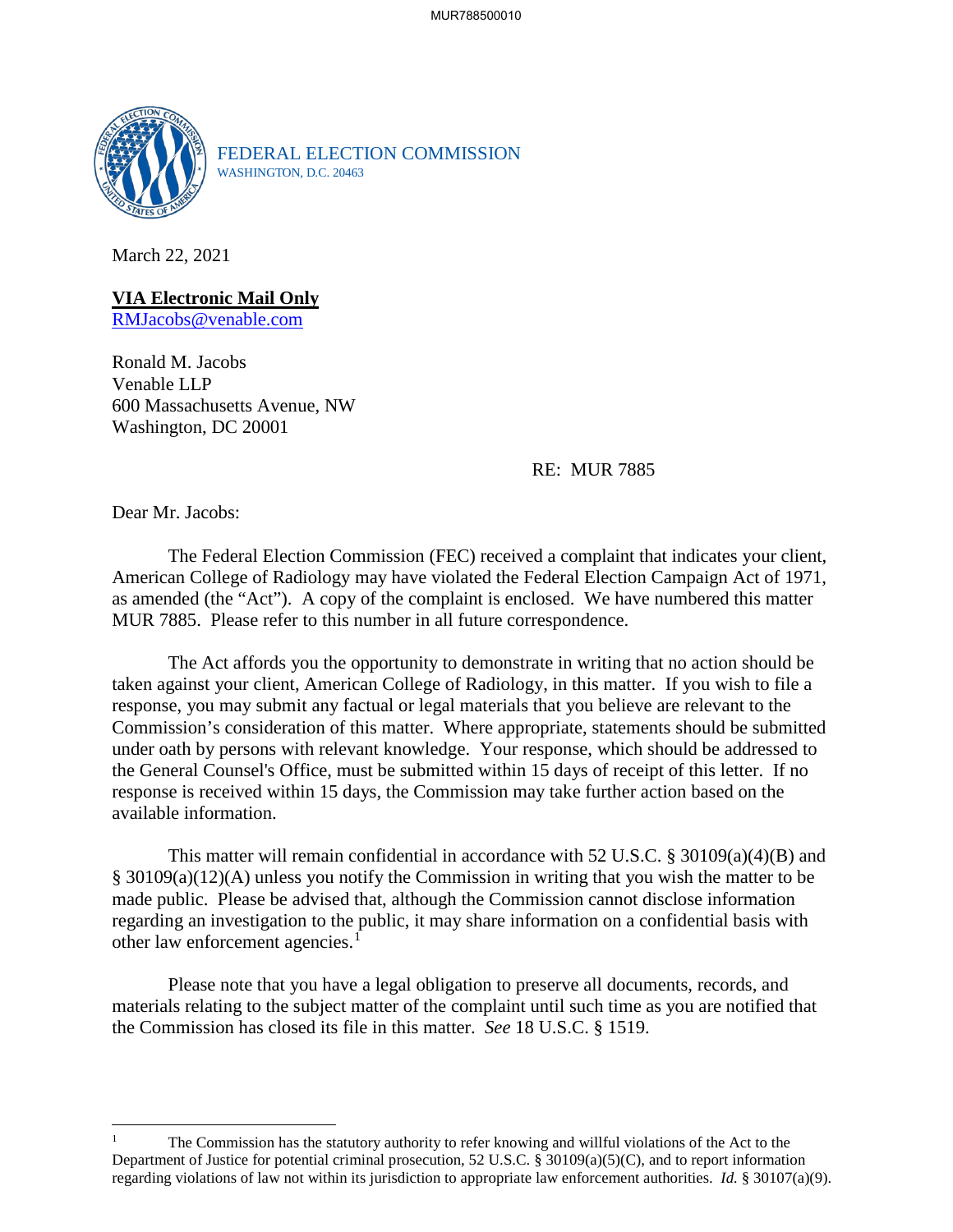FEDERAL ELECTION COMMISSION
WASHINGTON, D.C. 20463

March 22, 2021

**VIA Electronic Mail Only**
RMJacobs@venable.com

Ronald M. Jacobs
Venable LLP
600 Massachusetts Avenue, NW
Washington, DC 20001

RE: MUR 7885

Dear Mr. Jacobs:

The Federal Election Commission (FEC) received a complaint that indicates your client, American College of Radiology may have violated the Federal Election Campaign Act of 1971, as amended (the "Act"). A copy of the complaint is enclosed. We have numbered this matter MUR 7885. Please refer to this number in all future correspondence.

The Act affords you the opportunity to demonstrate in writing that no action should be taken against your client, American College of Radiology, in this matter. If you wish to file a response, you may submit any factual or legal materials that you believe are relevant to the Commission's consideration of this matter. Where appropriate, statements should be submitted under oath by persons with relevant knowledge. Your response, which should be addressed to the General Counsel's Office, must be submitted within 15 days of receipt of this letter. If no response is received within 15 days, the Commission may take further action based on the available information.

This matter will remain confidential in accordance with 52 U.S.C. § 30109(a)(4)(B) and § 30109(a)(12)(A) unless you notify the Commission in writing that you wish the matter to be made public. Please be advised that, although the Commission cannot disclose information regarding an investigation to the public, it may share information on a confidential basis with other law enforcement agencies.[1]

Please note that you have a legal obligation to preserve all documents, records, and materials relating to the subject matter of the complaint until such time as you are notified that the Commission has closed its file in this matter. *See* 18 U.S.C. § 1519.

[1] The Commission has the statutory authority to refer knowing and willful violations of the Act to the Department of Justice for potential criminal prosecution, 52 U.S.C. § 30109(a)(5)(C), and to report information regarding violations of law not within its jurisdiction to appropriate law enforcement authorities. *Id.* § 30107(a)(9).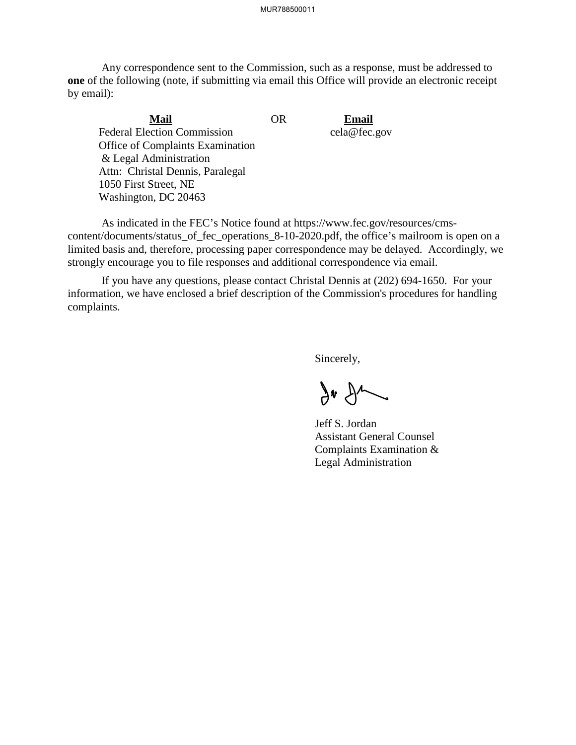Any correspondence sent to the Commission, such as a response, must be addressed to **one** of the following (note, if submitting via email this Office will provide an electronic receipt by email):

| Mail | OR | Email |
|---|---|---|
| Federal Election Commission<br>Office of Complaints Examination<br>& Legal Administration<br>Attn: Christal Dennis, Paralegal<br>1050 First Street, NE<br>Washington, DC 20463 | | cela@fec.gov |

As indicated in the FEC's Notice found at https://www.fec.gov/resources/cms-content/documents/status_of_fec_operations_8-10-2020.pdf, the office's mailroom is open on a limited basis and, therefore, processing paper correspondence may be delayed. Accordingly, we strongly encourage you to file responses and additional correspondence via email.

If you have any questions, please contact Christal Dennis at (202) 694-1650. For your information, we have enclosed a brief description of the Commission's procedures for handling complaints.

Sincerely,

Jeff S. Jordan
Assistant General Counsel
Complaints Examination &
Legal Administration